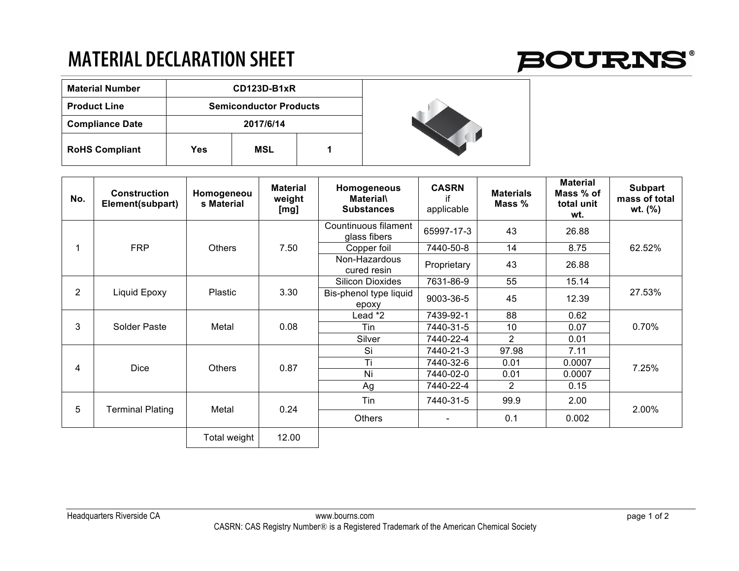# MATERIAL DECLARATION SHEET

BOURNS®

| Material Number | CD123D-B1xR | | |
|---|---|---|---|
| Product Line | Semiconductor Products | | |
| Compliance Date | 2017/6/14 | | |
| RoHS Compliant | Yes | MSL | 1 |

| No. | Construction Element(subpart) | Homogeneous Material | Material weight [mg] | Homogeneous Material\ Substances | CASRN if applicable | Materials Mass % | Material Mass % of total unit wt. | Subpart mass of total wt. (%) |
|---|---|---|---|---|---|---|---|---|
| 1 | FRP | Others | 7.50 | Countinuous filament glass fibers | 65997-17-3 | 43 | 26.88 | 62.52% |
| | | | | Copper foil | 7440-50-8 | 14 | 8.75 | |
| | | | | Non-Hazardous cured resin | Proprietary | 43 | 26.88 | |
| 2 | Liquid Epoxy | Plastic | 3.30 | Silicon Dioxides | 7631-86-9 | 55 | 15.14 | 27.53% |
| | | | | Bis-phenol type liquid epoxy | 9003-36-5 | 45 | 12.39 | |
| 3 | Solder Paste | Metal | 0.08 | Lead *2 | 7439-92-1 | 88 | 0.62 | 0.70% |
| | | | | Tin | 7440-31-5 | 10 | 0.07 | |
| | | | | Silver | 7440-22-4 | 2 | 0.01 | |
| 4 | Dice | Others | 0.87 | Si | 7440-21-3 | 97.98 | 7.11 | 7.25% |
| | | | | Ti | 7440-32-6 | 0.01 | 0.0007 | |
| | | | | Ni | 7440-02-0 | 0.01 | 0.0007 | |
| | | | | Ag | 7440-22-4 | 2 | 0.15 | |
| 5 | Terminal Plating | Metal | 0.24 | Tin | 7440-31-5 | 99.9 | 2.00 | 2.00% |
| | | | | Others | - | 0.1 | 0.002 | |
| | | Total weight | 12.00 | | | | | |

Headquarters Riverside CA www.bourns.com

CASRN: CAS Registry Number® is a Registered Trademark of the American Chemical Society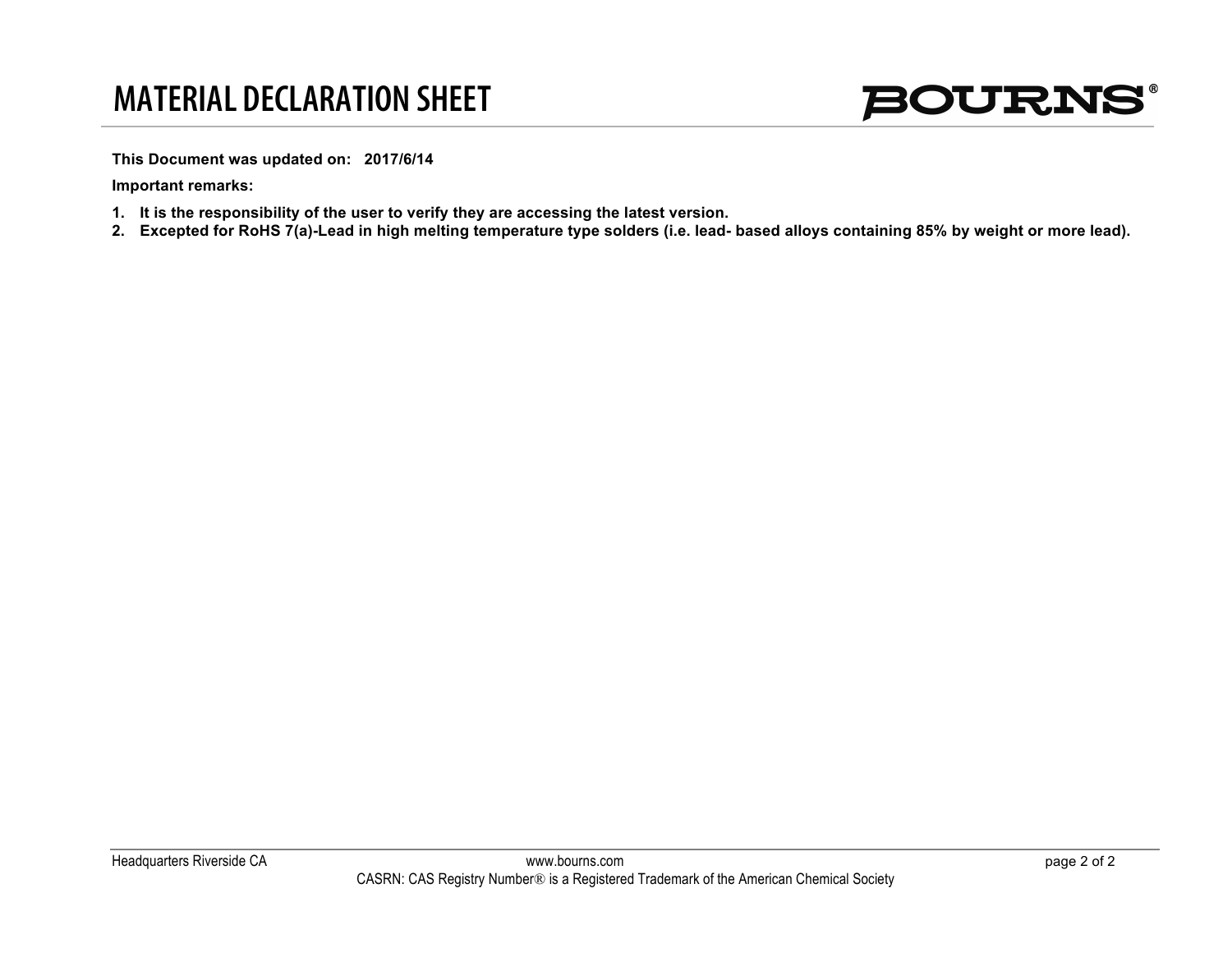# MATERIAL DECLARATION SHEET

**This Document was updated on: 2017/6/14**

**Important remarks:**

1. **It is the responsibility of the user to verify they are accessing the latest version.**
2. **Excepted for RoHS 7(a)-Lead in high melting temperature type solders (i.e. lead- based alloys containing 85% by weight or more lead).**

CASRN: CAS Registry Number® is a Registered Trademark of the American Chemical Society